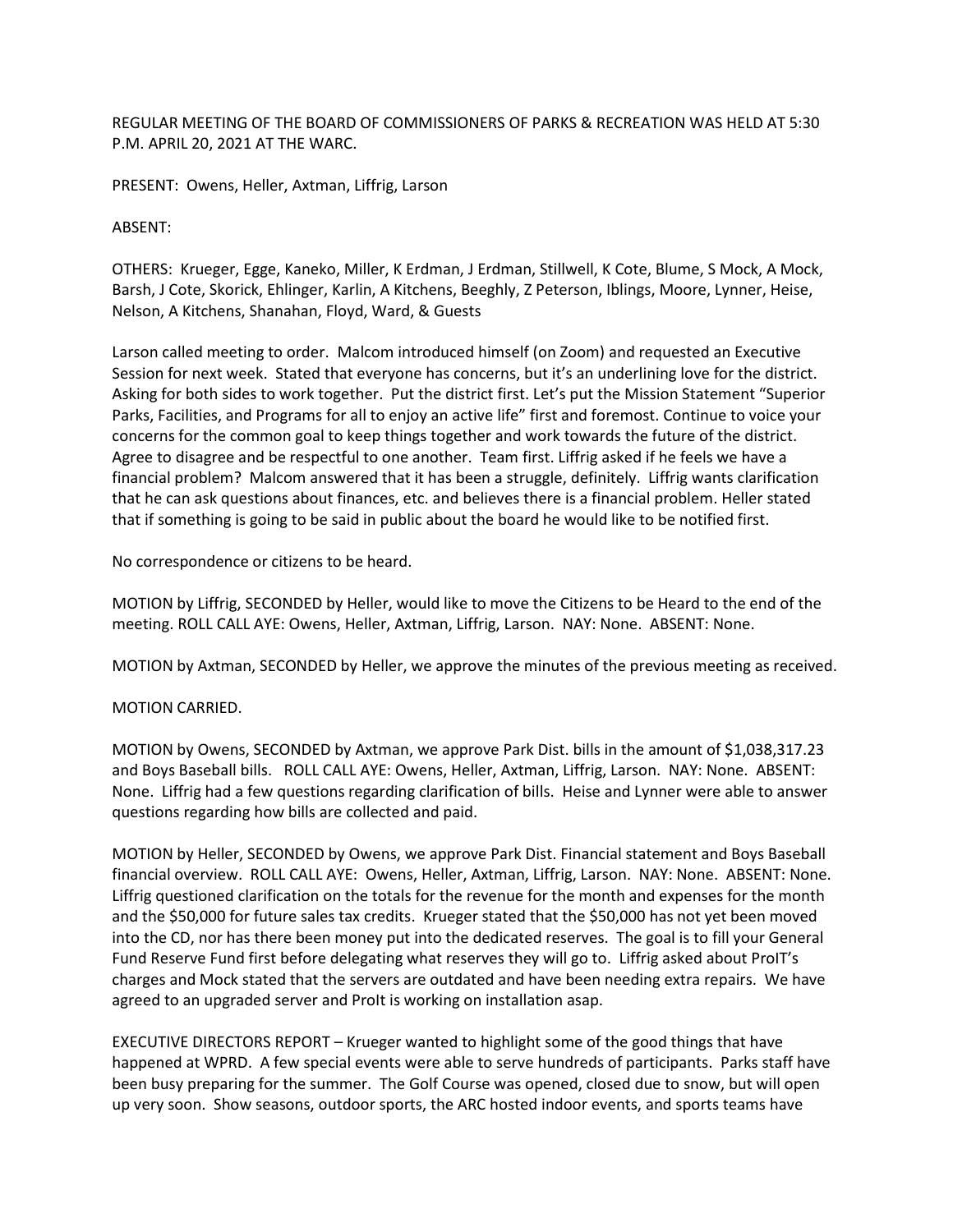REGULAR MEETING OF THE BOARD OF COMMISSIONERS OF PARKS & RECREATION WAS HELD AT 5:30 P.M. APRIL 20, 2021 AT THE WARC.

PRESENT: Owens, Heller, Axtman, Liffrig, Larson

ABSENT:

OTHERS: Krueger, Egge, Kaneko, Miller, K Erdman, J Erdman, Stillwell, K Cote, Blume, S Mock, A Mock, Barsh, J Cote, Skorick, Ehlinger, Karlin, A Kitchens, Beeghly, Z Peterson, Iblings, Moore, Lynner, Heise, Nelson, A Kitchens, Shanahan, Floyd, Ward, & Guests

Larson called meeting to order. Malcom introduced himself (on Zoom) and requested an Executive Session for next week. Stated that everyone has concerns, but it's an underlining love for the district. Asking for both sides to work together. Put the district first. Let's put the Mission Statement "Superior Parks, Facilities, and Programs for all to enjoy an active life" first and foremost. Continue to voice your concerns for the common goal to keep things together and work towards the future of the district. Agree to disagree and be respectful to one another. Team first. Liffrig asked if he feels we have a financial problem? Malcom answered that it has been a struggle, definitely. Liffrig wants clarification that he can ask questions about finances, etc. and believes there is a financial problem. Heller stated that if something is going to be said in public about the board he would like to be notified first.

No correspondence or citizens to be heard.

MOTION by Liffrig, SECONDED by Heller, would like to move the Citizens to be Heard to the end of the meeting. ROLL CALL AYE: Owens, Heller, Axtman, Liffrig, Larson. NAY: None. ABSENT: None.

MOTION by Axtman, SECONDED by Heller, we approve the minutes of the previous meeting as received.

MOTION CARRIED.

MOTION by Owens, SECONDED by Axtman, we approve Park Dist. bills in the amount of $1,038,317.23 and Boys Baseball bills. ROLL CALL AYE: Owens, Heller, Axtman, Liffrig, Larson. NAY: None. ABSENT: None. Liffrig had a few questions regarding clarification of bills. Heise and Lynner were able to answer questions regarding how bills are collected and paid.

MOTION by Heller, SECONDED by Owens, we approve Park Dist. Financial statement and Boys Baseball financial overview. ROLL CALL AYE: Owens, Heller, Axtman, Liffrig, Larson. NAY: None. ABSENT: None. Liffrig questioned clarification on the totals for the revenue for the month and expenses for the month and the $50,000 for future sales tax credits. Krueger stated that the $50,000 has not yet been moved into the CD, nor has there been money put into the dedicated reserves. The goal is to fill your General Fund Reserve Fund first before delegating what reserves they will go to. Liffrig asked about ProIT's charges and Mock stated that the servers are outdated and have been needing extra repairs. We have agreed to an upgraded server and ProIt is working on installation asap.

EXECUTIVE DIRECTORS REPORT – Krueger wanted to highlight some of the good things that have happened at WPRD. A few special events were able to serve hundreds of participants. Parks staff have been busy preparing for the summer. The Golf Course was opened, closed due to snow, but will open up very soon. Show seasons, outdoor sports, the ARC hosted indoor events, and sports teams have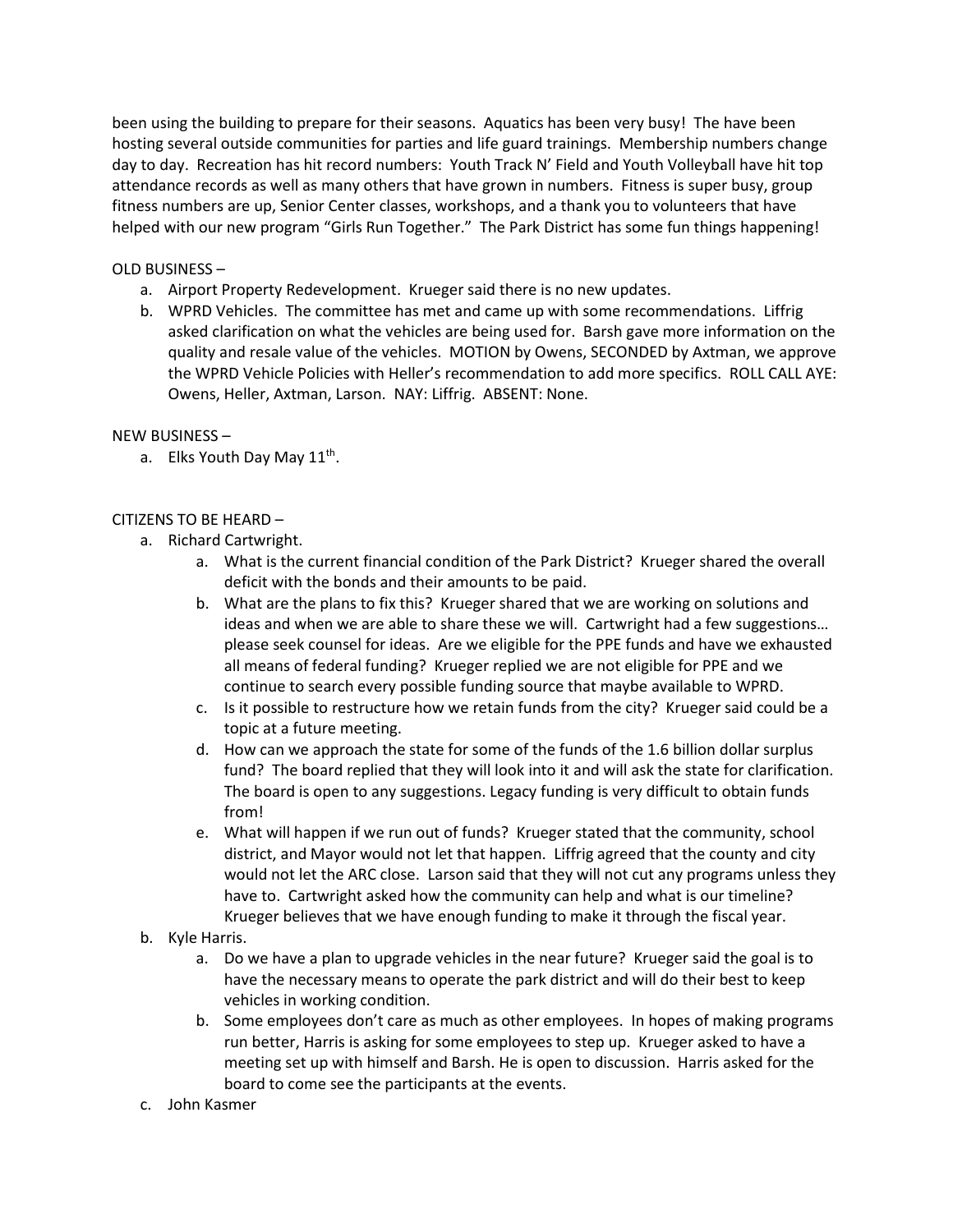been using the building to prepare for their seasons. Aquatics has been very busy! The have been hosting several outside communities for parties and life guard trainings. Membership numbers change day to day. Recreation has hit record numbers: Youth Track N' Field and Youth Volleyball have hit top attendance records as well as many others that have grown in numbers. Fitness is super busy, group fitness numbers are up, Senior Center classes, workshops, and a thank you to volunteers that have helped with our new program "Girls Run Together." The Park District has some fun things happening!

OLD BUSINESS –

a. Airport Property Redevelopment. Krueger said there is no new updates.
b. WPRD Vehicles. The committee has met and came up with some recommendations. Liffrig asked clarification on what the vehicles are being used for. Barsh gave more information on the quality and resale value of the vehicles. MOTION by Owens, SECONDED by Axtman, we approve the WPRD Vehicle Policies with Heller's recommendation to add more specifics. ROLL CALL AYE: Owens, Heller, Axtman, Larson. NAY: Liffrig. ABSENT: None.

NEW BUSINESS –

a. Elks Youth Day May 11th.

CITIZENS TO BE HEARD –

a. Richard Cartwright.
    a. What is the current financial condition of the Park District? Krueger shared the overall deficit with the bonds and their amounts to be paid.
    b. What are the plans to fix this? Krueger shared that we are working on solutions and ideas and when we are able to share these we will. Cartwright had a few suggestions… please seek counsel for ideas. Are we eligible for the PPE funds and have we exhausted all means of federal funding? Krueger replied we are not eligible for PPE and we continue to search every possible funding source that maybe available to WPRD.
    c. Is it possible to restructure how we retain funds from the city? Krueger said could be a topic at a future meeting.
    d. How can we approach the state for some of the funds of the 1.6 billion dollar surplus fund? The board replied that they will look into it and will ask the state for clarification. The board is open to any suggestions. Legacy funding is very difficult to obtain funds from!
    e. What will happen if we run out of funds? Krueger stated that the community, school district, and Mayor would not let that happen. Liffrig agreed that the county and city would not let the ARC close. Larson said that they will not cut any programs unless they have to. Cartwright asked how the community can help and what is our timeline? Krueger believes that we have enough funding to make it through the fiscal year.
b. Kyle Harris.
    a. Do we have a plan to upgrade vehicles in the near future? Krueger said the goal is to have the necessary means to operate the park district and will do their best to keep vehicles in working condition.
    b. Some employees don't care as much as other employees. In hopes of making programs run better, Harris is asking for some employees to step up. Krueger asked to have a meeting set up with himself and Barsh. He is open to discussion. Harris asked for the board to come see the participants at the events.
c. John Kasmer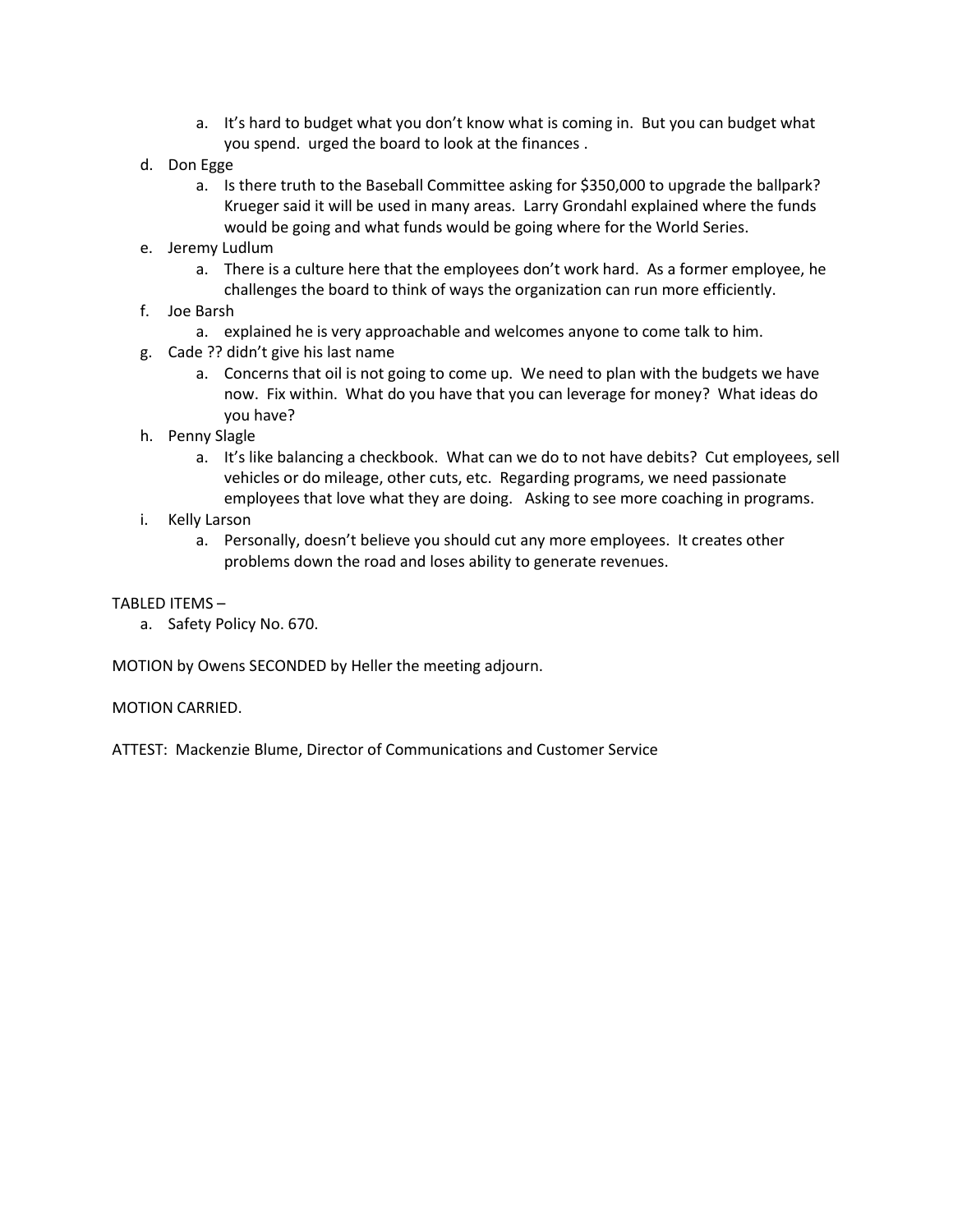a. It's hard to budget what you don't know what is coming in. But you can budget what you spend. urged the board to look at the finances .

d. Don Egge
   a. Is there truth to the Baseball Committee asking for $350,000 to upgrade the ballpark? Krueger said it will be used in many areas. Larry Grondahl explained where the funds would be going and what funds would be going where for the World Series.

e. Jeremy Ludlum
   a. There is a culture here that the employees don't work hard. As a former employee, he challenges the board to think of ways the organization can run more efficiently.

f. Joe Barsh
   a. explained he is very approachable and welcomes anyone to come talk to him.

g. Cade ?? didn't give his last name
   a. Concerns that oil is not going to come up. We need to plan with the budgets we have now. Fix within. What do you have that you can leverage for money? What ideas do you have?

h. Penny Slagle
   a. It's like balancing a checkbook. What can we do to not have debits? Cut employees, sell vehicles or do mileage, other cuts, etc. Regarding programs, we need passionate employees that love what they are doing. Asking to see more coaching in programs.

i. Kelly Larson
   a. Personally, doesn't believe you should cut any more employees. It creates other problems down the road and loses ability to generate revenues.

TABLED ITEMS –

a. Safety Policy No. 670.

MOTION by Owens SECONDED by Heller the meeting adjourn.

MOTION CARRIED.

ATTEST: Mackenzie Blume, Director of Communications and Customer Service